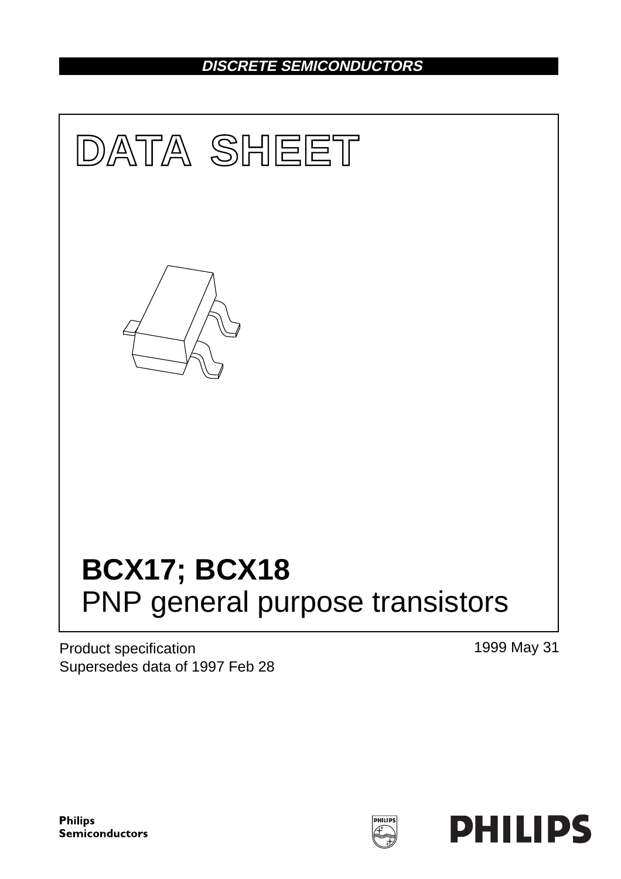DISCRETE SEMICONDUCTORS

# DATA SHEET

# BCX17; BCX18
## PNP general purpose transistors

Product specification
Supersedes data of 1997 Feb 28

1999 May 31

Philips Semiconductors

PHILIPS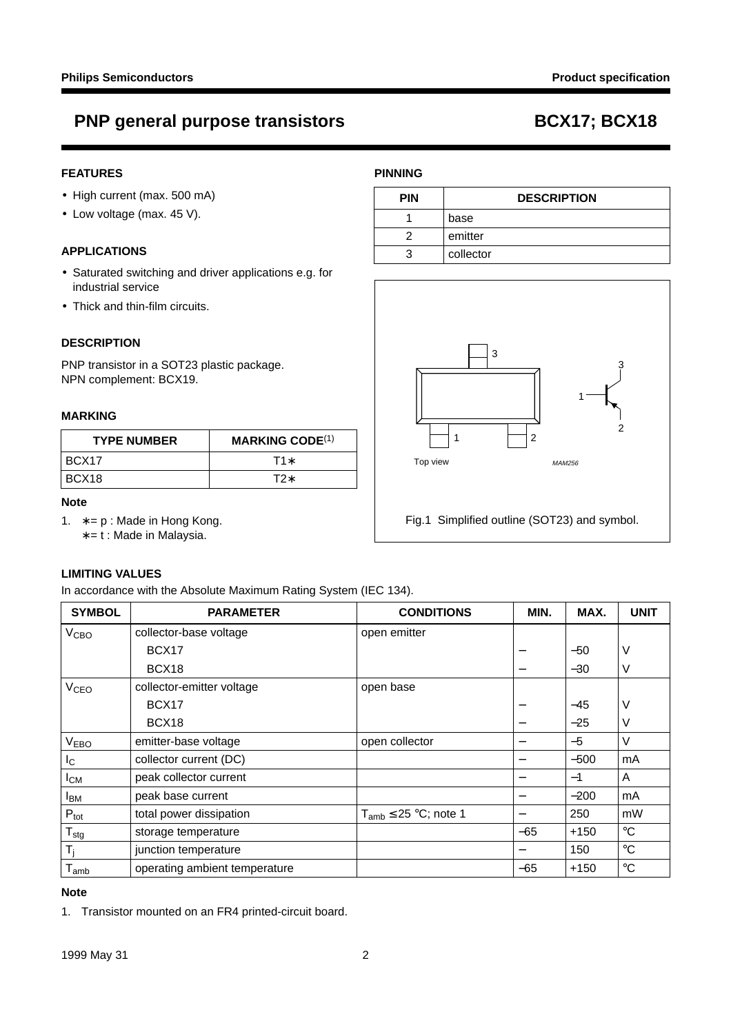# PNP general purpose transistors — BCX17; BCX18

## FEATURES

- High current (max. 500 mA)
- Low voltage (max. 45 V).

## APPLICATIONS

- Saturated switching and driver applications e.g. for industrial service
- Thick and thin-film circuits.

## DESCRIPTION

PNP transistor in a SOT23 plastic package.
NPN complement: BCX19.

## MARKING

| TYPE NUMBER | MARKING CODE[1] |
|---|---|
| BCX17 | T1∗ |
| BCX18 | T2∗ |

**Note**

1. ∗= p : Made in Hong Kong.
   ∗= t : Made in Malaysia.

## PINNING

| PIN | DESCRIPTION |
|---|---|
| 1 | base |
| 2 | emitter |
| 3 | collector |

Fig.1 Simplified outline (SOT23) and symbol.

## LIMITING VALUES

In accordance with the Absolute Maximum Rating System (IEC 134).

| SYMBOL | PARAMETER | CONDITIONS | MIN. | MAX. | UNIT |
|---|---|---|---|---|---|
| $V_{CBO}$ | collector-base voltage | open emitter | | | |
| | BCX17 | | – | –50 | V |
| | BCX18 | | – | –30 | V |
| $V_{CEO}$ | collector-emitter voltage | open base | | | |
| | BCX17 | | – | –45 | V |
| | BCX18 | | – | –25 | V |
| $V_{EBO}$ | emitter-base voltage | open collector | – | –5 | V |
| $I_C$ | collector current (DC) | | – | –500 | mA |
| $I_{CM}$ | peak collector current | | – | –1 | A |
| $I_{BM}$ | peak base current | | – | –200 | mA |
| $P_{tot}$ | total power dissipation | $T_{amb} \leq 25$ °C; note 1 | – | 250 | mW |
| $T_{stg}$ | storage temperature | | –65 | +150 | °C |
| $T_j$ | junction temperature | | – | 150 | °C |
| $T_{amb}$ | operating ambient temperature | | –65 | +150 | °C |

**Note**

1. Transistor mounted on an FR4 printed-circuit board.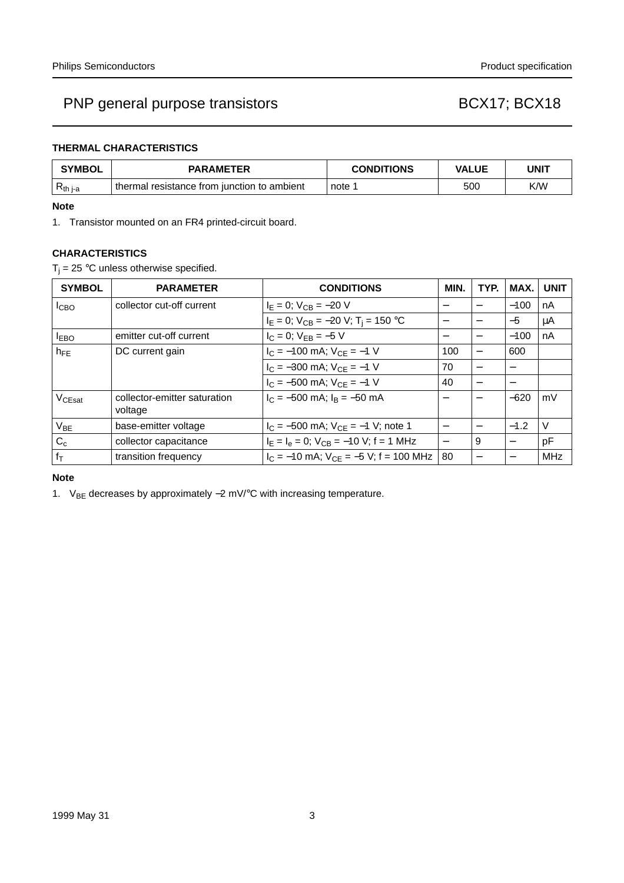### THERMAL CHARACTERISTICS

| SYMBOL | PARAMETER | CONDITIONS | VALUE | UNIT |
|---|---|---|---|---|
| $R_{th\ j\text{-}a}$ | thermal resistance from junction to ambient | note 1 | 500 | K/W |

**Note**

1. Transistor mounted on an FR4 printed-circuit board.

### CHARACTERISTICS

$T_j = 25$ °C unless otherwise specified.

| SYMBOL | PARAMETER | CONDITIONS | MIN. | TYP. | MAX. | UNIT |
|---|---|---|---|---|---|---|
| $I_{CBO}$ | collector cut-off current | $I_E = 0$; $V_{CB} = -20$ V | – | – | −100 | nA |
| | | $I_E = 0$; $V_{CB} = -20$ V; $T_j = 150$ °C | – | – | −5 | μA |
| $I_{EBO}$ | emitter cut-off current | $I_C = 0$; $V_{EB} = -5$ V | – | – | −100 | nA |
| $h_{FE}$ | DC current gain | $I_C = -100$ mA; $V_{CE} = -1$ V | 100 | – | 600 | |
| | | $I_C = -300$ mA; $V_{CE} = -1$ V | 70 | – | – | |
| | | $I_C = -500$ mA; $V_{CE} = -1$ V | 40 | – | – | |
| $V_{CEsat}$ | collector-emitter saturation voltage | $I_C = -500$ mA; $I_B = -50$ mA | – | – | −620 | mV |
| $V_{BE}$ | base-emitter voltage | $I_C = -500$ mA; $V_{CE} = -1$ V; note 1 | – | – | −1.2 | V |
| $C_c$ | collector capacitance | $I_E = I_e = 0$; $V_{CB} = -10$ V; f = 1 MHz | – | 9 | – | pF |
| $f_T$ | transition frequency | $I_C = -10$ mA; $V_{CE} = -5$ V; f = 100 MHz | 80 | – | – | MHz |

**Note**

1. $V_{BE}$ decreases by approximately −2 mV/°C with increasing temperature.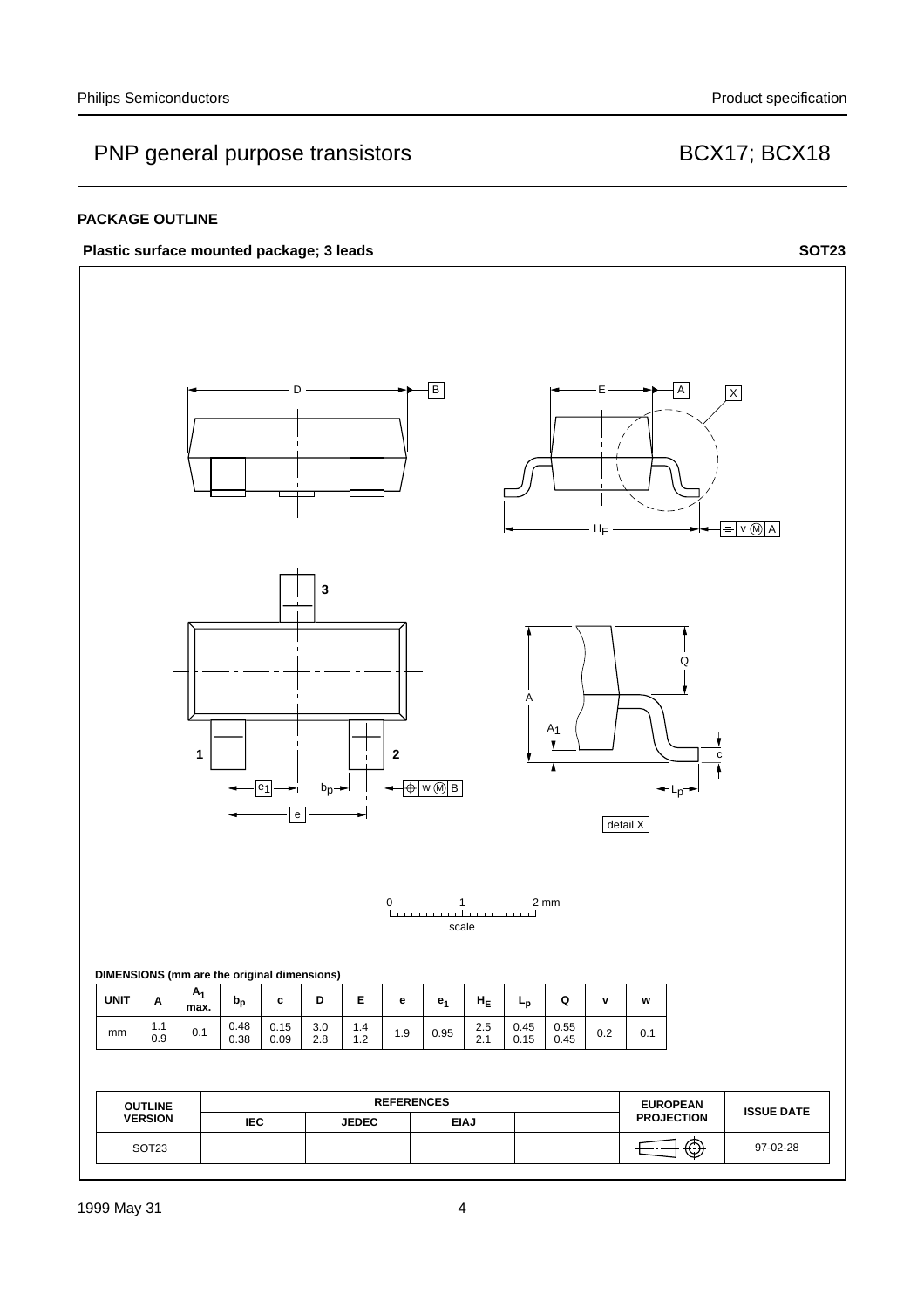## PACKAGE OUTLINE

**Plastic surface mounted package; 3 leads** **SOT23**

**DIMENSIONS (mm are the original dimensions)**

| UNIT | A | $A_1$ max. | $b_p$ | c | D | E | e | $e_1$ | $H_E$ | $L_p$ | Q | v | w |
|---|---|---|---|---|---|---|---|---|---|---|---|---|---|
| mm | 1.1<br>0.9 | 0.1 | 0.48<br>0.38 | 0.15<br>0.09 | 3.0<br>2.8 | 1.4<br>1.2 | 1.9 | 0.95 | 2.5<br>2.1 | 0.45<br>0.15 | 0.55<br>0.45 | 0.2 | 0.1 |

| OUTLINE VERSION | REFERENCES | | | | EUROPEAN PROJECTION | ISSUE DATE |
|---|---|---|---|---|---|---|
| | IEC | JEDEC | EIAJ | | | |
| SOT23 | | | | | | 97-02-28 |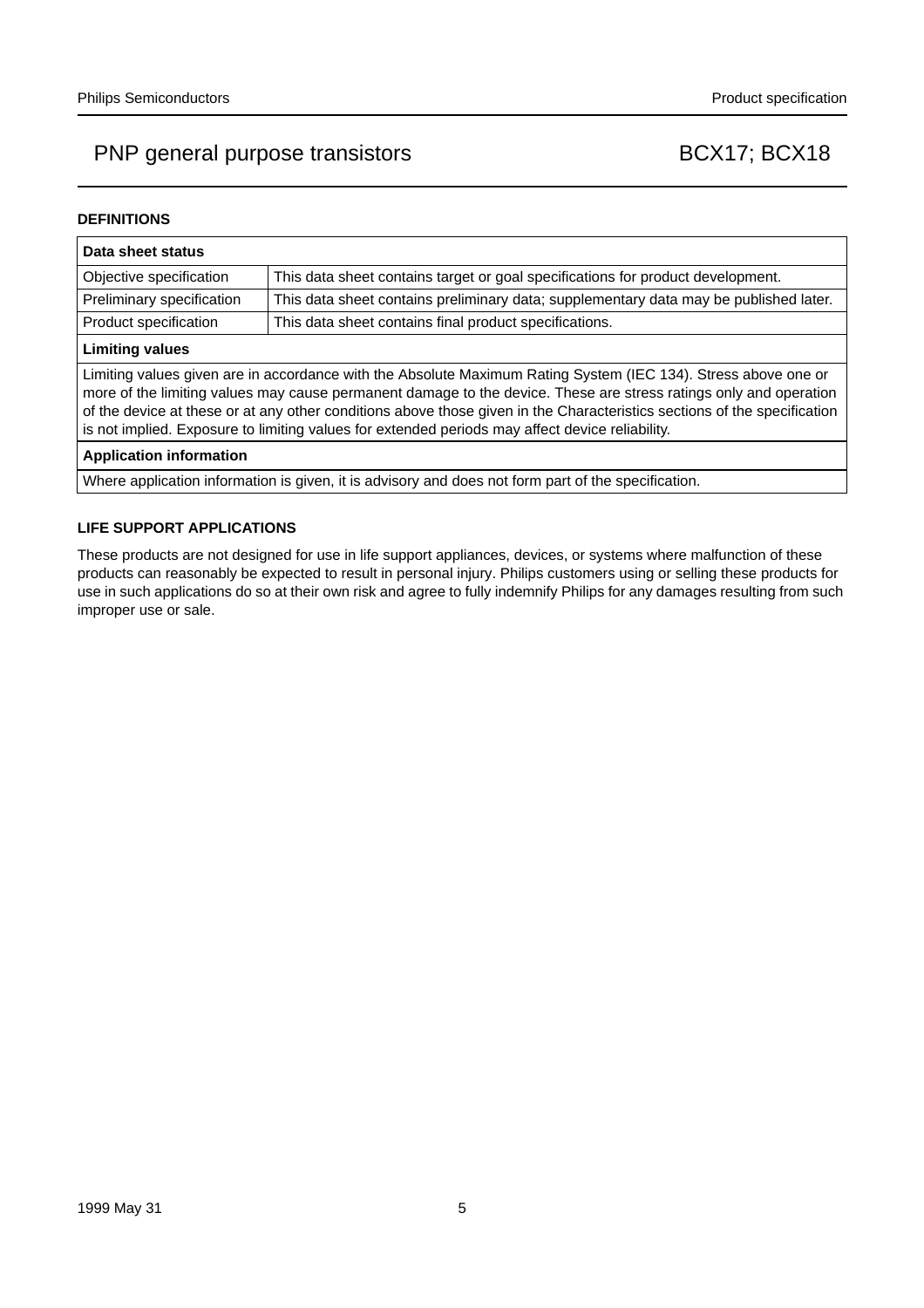## DEFINITIONS

| Data sheet status | |
|---|---|
| Objective specification | This data sheet contains target or goal specifications for product development. |
| Preliminary specification | This data sheet contains preliminary data; supplementary data may be published later. |
| Product specification | This data sheet contains final product specifications. |
| **Limiting values** | |
| Limiting values given are in accordance with the Absolute Maximum Rating System (IEC 134). Stress above one or more of the limiting values may cause permanent damage to the device. These are stress ratings only and operation of the device at these or at any other conditions above those given in the Characteristics sections of the specification is not implied. Exposure to limiting values for extended periods may affect device reliability. | |
| **Application information** | |
| Where application information is given, it is advisory and does not form part of the specification. | |

## LIFE SUPPORT APPLICATIONS

These products are not designed for use in life support appliances, devices, or systems where malfunction of these products can reasonably be expected to result in personal injury. Philips customers using or selling these products for use in such applications do so at their own risk and agree to fully indemnify Philips for any damages resulting from such improper use or sale.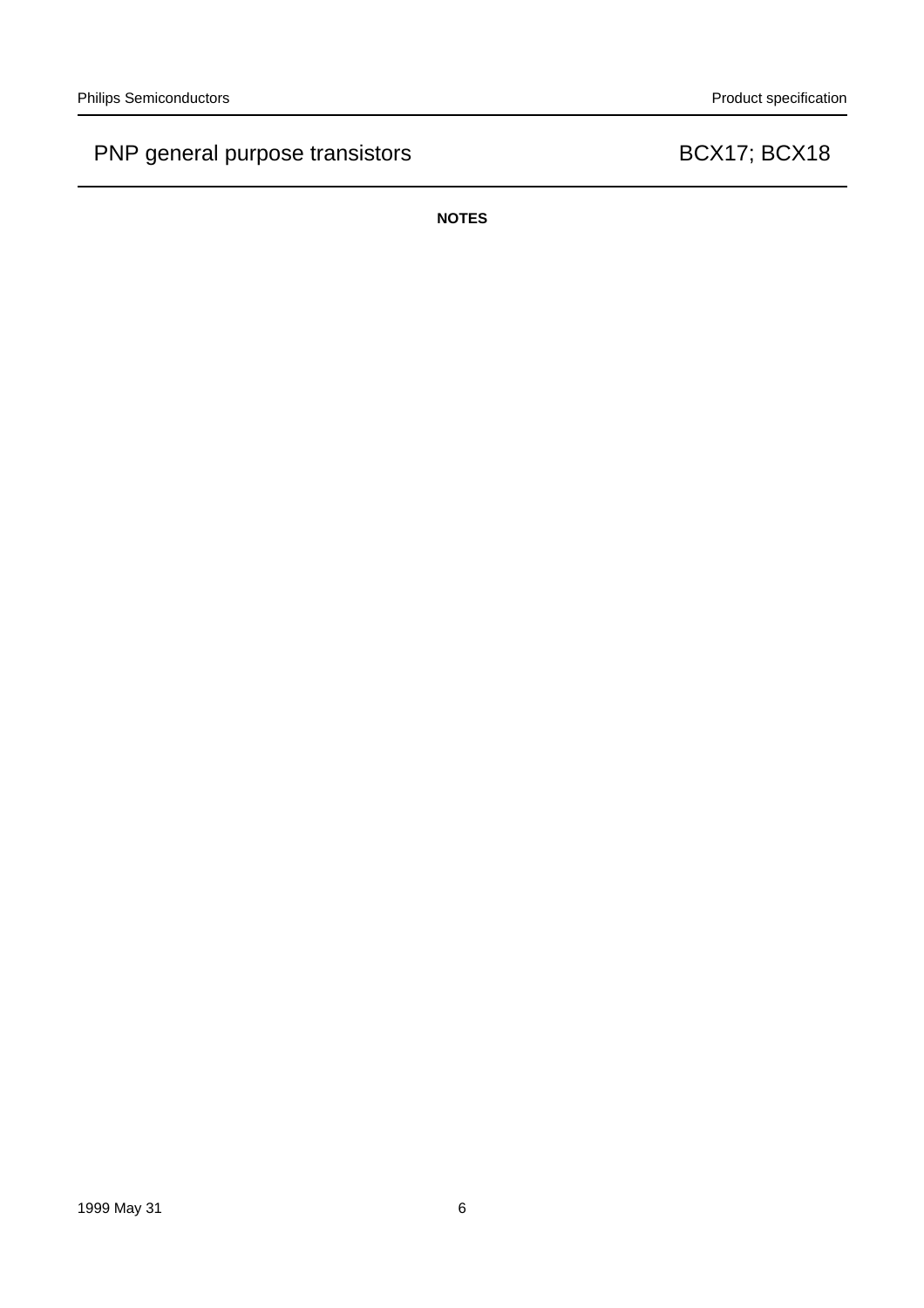**NOTES**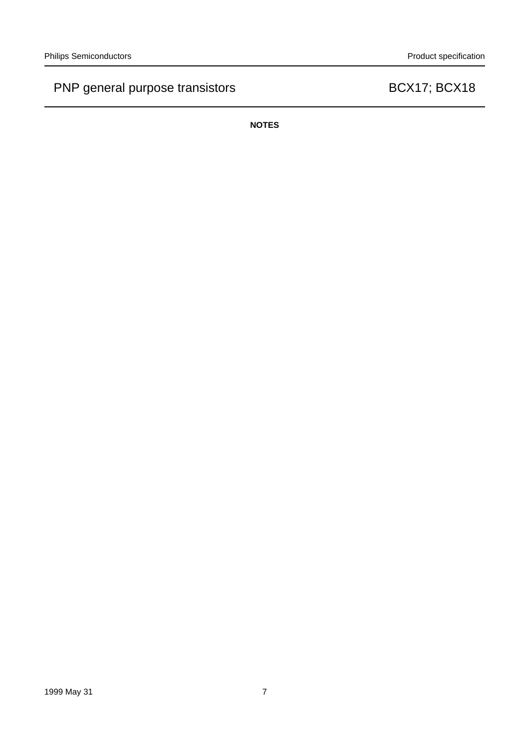**NOTES**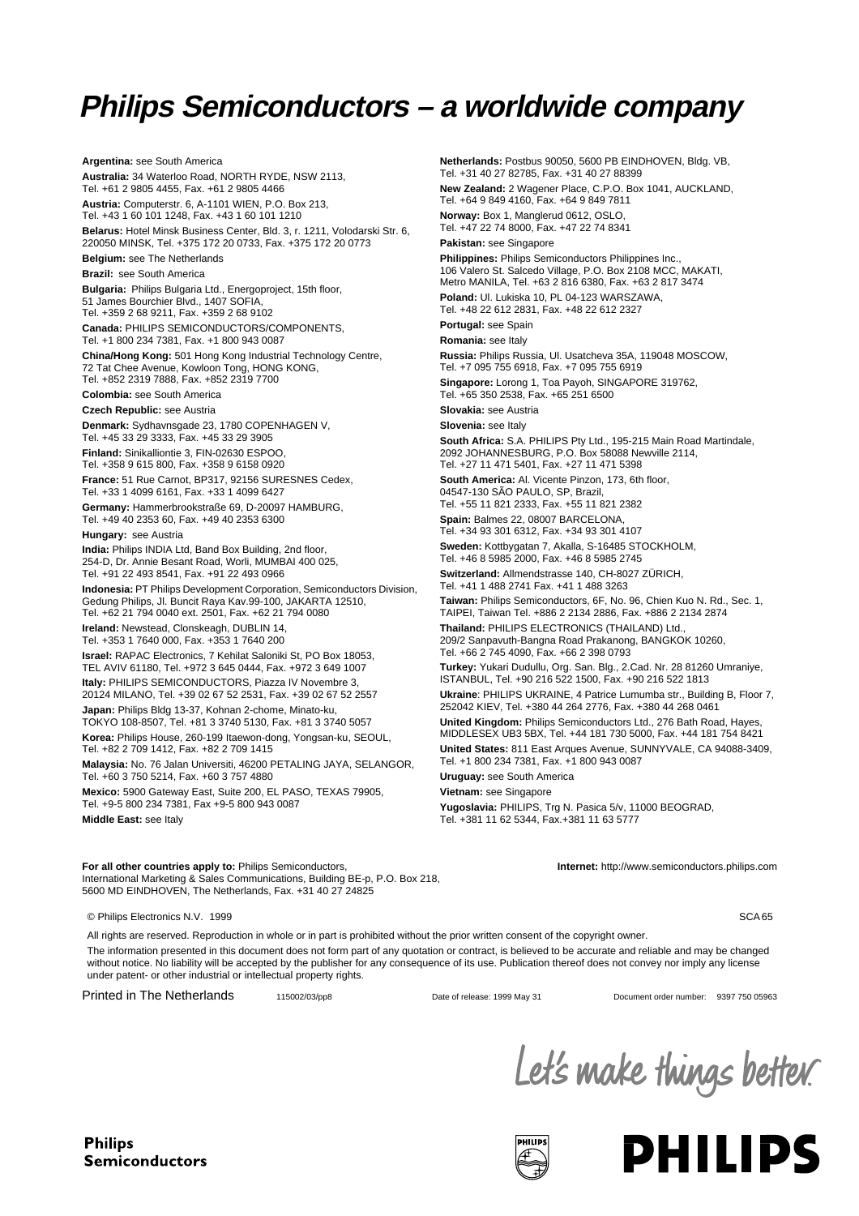# Philips Semiconductors – a worldwide company

**Argentina:** see South America

**Australia:** 34 Waterloo Road, NORTH RYDE, NSW 2113, Tel. +61 2 9805 4455, Fax. +61 2 9805 4466

**Austria:** Computerstr. 6, A-1101 WIEN, P.O. Box 213, Tel. +43 1 60 101 1248, Fax. +43 1 60 101 1210

**Belarus:** Hotel Minsk Business Center, Bld. 3, r. 1211, Volodarski Str. 6, 220050 MINSK, Tel. +375 172 20 0733, Fax. +375 172 20 0773

**Belgium:** see The Netherlands

**Brazil:** see South America

**Bulgaria:** Philips Bulgaria Ltd., Energoproject, 15th floor, 51 James Bourchier Blvd., 1407 SOFIA, Tel. +359 2 68 9211, Fax. +359 2 68 9102

**Canada:** PHILIPS SEMICONDUCTORS/COMPONENTS, Tel. +1 800 234 7381, Fax. +1 800 943 0087

**China/Hong Kong:** 501 Hong Kong Industrial Technology Centre, 72 Tat Chee Avenue, Kowloon Tong, HONG KONG, Tel. +852 2319 7888, Fax. +852 2319 7700

**Colombia:** see South America

**Czech Republic:** see Austria

**Denmark:** Sydhavnsgade 23, 1780 COPENHAGEN V, Tel. +45 33 29 3333, Fax. +45 33 29 3905

**Finland:** Sinikalliontie 3, FIN-02630 ESPOO, Tel. +358 9 615 800, Fax. +358 9 6158 0920

**France:** 51 Rue Carnot, BP317, 92156 SURESNES Cedex, Tel. +33 1 4099 6161, Fax. +33 1 4099 6427

**Germany:** Hammerbrookstraße 69, D-20097 HAMBURG, Tel. +49 40 2353 60, Fax. +49 40 2353 6300

**Hungary:** see Austria

**India:** Philips INDIA Ltd, Band Box Building, 2nd floor, 254-D, Dr. Annie Besant Road, Worli, MUMBAI 400 025, Tel. +91 22 493 8541, Fax. +91 22 493 0966

**Indonesia:** PT Philips Development Corporation, Semiconductors Division, Gedung Philips, Jl. Buncit Raya Kav.99-100, JAKARTA 12510, Tel. +62 21 794 0040 ext. 2501, Fax. +62 21 794 0080

**Ireland:** Newstead, Clonskeagh, DUBLIN 14, Tel. +353 1 7640 000, Fax. +353 1 7640 200

**Israel:** RAPAC Electronics, 7 Kehilat Saloniki St, PO Box 18053, TEL AVIV 61180, Tel. +972 3 645 0444, Fax. +972 3 649 1007

**Italy:** PHILIPS SEMICONDUCTORS, Piazza IV Novembre 3, 20124 MILANO, Tel. +39 02 67 52 2531, Fax. +39 02 67 52 2557

**Japan:** Philips Bldg 13-37, Kohnan 2-chome, Minato-ku, TOKYO 108-8507, Tel. +81 3 3740 5130, Fax. +81 3 3740 5057

**Korea:** Philips House, 260-199 Itaewon-dong, Yongsan-ku, SEOUL, Tel. +82 2 709 1412, Fax. +82 2 709 1415

**Malaysia:** No. 76 Jalan Universiti, 46200 PETALING JAYA, SELANGOR, Tel. +60 3 750 5214, Fax. +60 3 757 4880

**Mexico:** 5900 Gateway East, Suite 200, EL PASO, TEXAS 79905, Tel. +9-5 800 234 7381, Fax +9-5 800 943 0087

**Middle East:** see Italy

**Netherlands:** Postbus 90050, 5600 PB EINDHOVEN, Bldg. VB, Tel. +31 40 27 82785, Fax. +31 40 27 88399

**New Zealand:** 2 Wagener Place, C.P.O. Box 1041, AUCKLAND, Tel. +64 9 849 4160, Fax. +64 9 849 7811

**Norway:** Box 1, Manglerud 0612, OSLO, Tel. +47 22 74 8000, Fax. +47 22 74 8341

**Pakistan:** see Singapore

**Philippines:** Philips Semiconductors Philippines Inc., 106 Valero St. Salcedo Village, P.O. Box 2108 MCC, MAKATI, Metro MANILA, Tel. +63 2 816 6380, Fax. +63 2 817 3474

**Poland:** Ul. Lukiska 10, PL 04-123 WARSZAWA, Tel. +48 22 612 2831, Fax. +48 22 612 2327

**Portugal:** see Spain

**Romania:** see Italy

**Russia:** Philips Russia, Ul. Usatcheva 35A, 119048 MOSCOW, Tel. +7 095 755 6918, Fax. +7 095 755 6919

**Singapore:** Lorong 1, Toa Payoh, SINGAPORE 319762, Tel. +65 350 2538, Fax. +65 251 6500

**Slovakia:** see Austria

**Slovenia:** see Italy

**South Africa:** S.A. PHILIPS Pty Ltd., 195-215 Main Road Martindale, 2092 JOHANNESBURG, P.O. Box 58088 Newville 2114, Tel. +27 11 471 5401, Fax. +27 11 471 5398

**South America:** Al. Vicente Pinzon, 173, 6th floor, 04547-130 SÃO PAULO, SP, Brazil, Tel. +55 11 821 2333, Fax. +55 11 821 2382

**Spain:** Balmes 22, 08007 BARCELONA, Tel. +34 93 301 6312, Fax. +34 93 301 4107

**Sweden:** Kottbygatan 7, Akalla, S-16485 STOCKHOLM, Tel. +46 8 5985 2000, Fax. +46 8 5985 2745

**Switzerland:** Allmendstrasse 140, CH-8027 ZÜRICH, Tel. +41 1 488 2741 Fax. +41 1 488 3263

**Taiwan:** Philips Semiconductors, 6F, No. 96, Chien Kuo N. Rd., Sec. 1, TAIPEI, Taiwan Tel. +886 2 2134 2886, Fax. +886 2 2134 2874

**Thailand:** PHILIPS ELECTRONICS (THAILAND) Ltd., 209/2 Sanpavuth-Bangna Road Prakanong, BANGKOK 10260, Tel. +66 2 745 4090, Fax. +66 2 398 0793

**Turkey:** Yukari Dudullu, Org. San. Blg., 2.Cad. Nr. 28 81260 Umraniye, ISTANBUL, Tel. +90 216 522 1500, Fax. +90 216 522 1813

**Ukraine**: PHILIPS UKRAINE, 4 Patrice Lumumba str., Building B, Floor 7, 252042 KIEV, Tel. +380 44 264 2776, Fax. +380 44 268 0461

**United Kingdom:** Philips Semiconductors Ltd., 276 Bath Road, Hayes, MIDDLESEX UB3 5BX, Tel. +44 181 730 5000, Fax. +44 181 754 8421

**United States:** 811 East Arques Avenue, SUNNYVALE, CA 94088-3409, Tel. +1 800 234 7381, Fax. +1 800 943 0087

**Uruguay:** see South America

**Vietnam:** see Singapore

**Yugoslavia:** PHILIPS, Trg N. Pasica 5/v, 11000 BEOGRAD, Tel. +381 11 62 5344, Fax.+381 11 63 5777

**For all other countries apply to:** Philips Semiconductors, International Marketing & Sales Communications, Building BE-p, P.O. Box 218, 5600 MD EINDHOVEN, The Netherlands, Fax. +31 40 27 24825

**Internet:** http://www.semiconductors.philips.com

© Philips Electronics N.V. 1999

SCA65

All rights are reserved. Reproduction in whole or in part is prohibited without the prior written consent of the copyright owner.

The information presented in this document does not form part of any quotation or contract, is believed to be accurate and reliable and may be changed without notice. No liability will be accepted by the publisher for any consequence of its use. Publication thereof does not convey nor imply any license under patent- or other industrial or intellectual property rights.

Printed in The Netherlands    115002/03/pp8    Date of release: 1999 May 31    Document order number: 9397 750 05963

Let's make things better.

**Philips Semiconductors**

**PHILIPS**